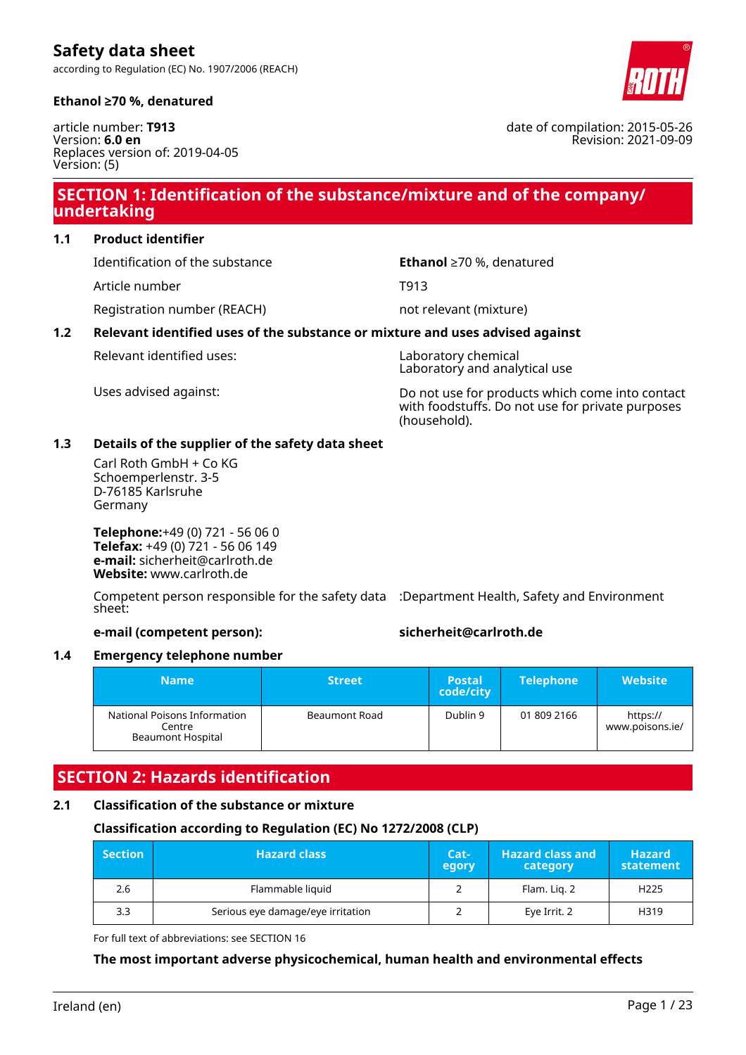# Safety data sheet

according to Regulation (EC) No. 1907/2006 (REACH)

**Ethanol ≥70 %, denatured**

article number: **T913**
Version: **6.0 en**
Replaces version of: 2019-04-05
Version: (5)

date of compilation: 2015-05-26
Revision: 2021-09-09

## SECTION 1: Identification of the substance/mixture and of the company/undertaking

### 1.1 Product identifier

| | |
|---|---|
| Identification of the substance | **Ethanol** ≥70 %, denatured |
| Article number | T913 |
| Registration number (REACH) | not relevant (mixture) |

### 1.2 Relevant identified uses of the substance or mixture and uses advised against

| | |
|---|---|
| Relevant identified uses: | Laboratory chemical<br>Laboratory and analytical use |
| Uses advised against: | Do not use for products which come into contact with foodstuffs. Do not use for private purposes (household). |

### 1.3 Details of the supplier of the safety data sheet

Carl Roth GmbH + Co KG
Schoemperlenstr. 3-5
D-76185 Karlsruhe
Germany

**Telephone:**+49 (0) 721 - 56 06 0
**Telefax:** +49 (0) 721 - 56 06 149
**e-mail:** sicherheit@carlroth.de
**Website:** www.carlroth.de

Competent person responsible for the safety data sheet: :Department Health, Safety and Environment

**e-mail (competent person):** **sicherheit@carlroth.de**

### 1.4 Emergency telephone number

| Name | Street | Postal code/city | Telephone | Website |
|---|---|---|---|---|
| National Poisons Information Centre<br>Beaumont Hospital | Beaumont Road | Dublin 9 | 01 809 2166 | https://www.poisons.ie/ |

## SECTION 2: Hazards identification

### 2.1 Classification of the substance or mixture

#### Classification according to Regulation (EC) No 1272/2008 (CLP)

| Section | Hazard class | Category | Hazard class and category | Hazard statement |
|---|---|---|---|---|
| 2.6 | Flammable liquid | 2 | Flam. Liq. 2 | H225 |
| 3.3 | Serious eye damage/eye irritation | 2 | Eye Irrit. 2 | H319 |

For full text of abbreviations: see SECTION 16

**The most important adverse physicochemical, human health and environmental effects**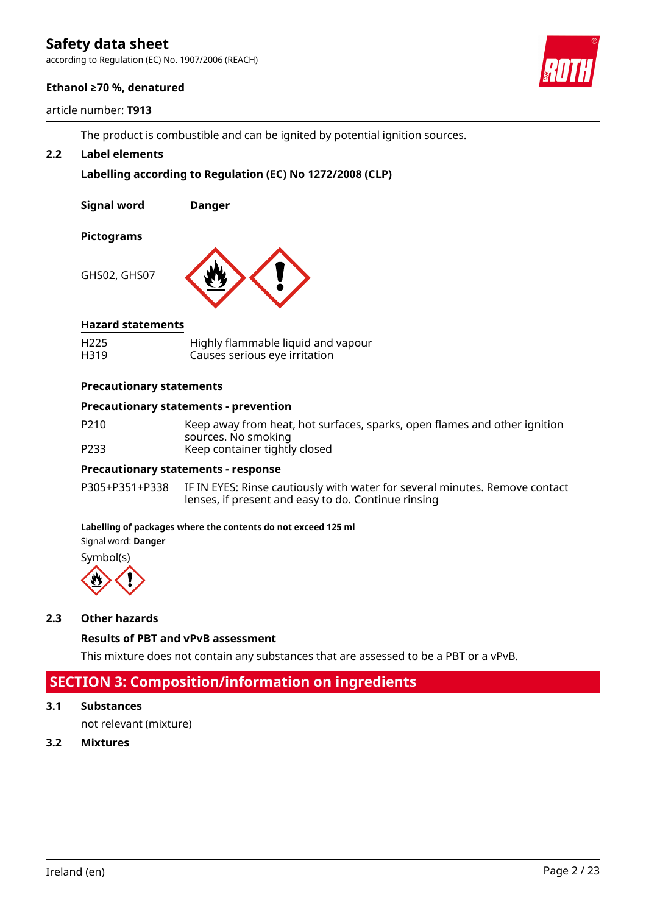The product is combustible and can be ignited by potential ignition sources.

### 2.2 Label elements

**Labelling according to Regulation (EC) No 1272/2008 (CLP)**

**Signal word** Danger

**Pictograms**

GHS02, GHS07

**Hazard statements**

| | |
|---|---|
| H225 | Highly flammable liquid and vapour |
| H319 | Causes serious eye irritation |

**Precautionary statements**

**Precautionary statements - prevention**

| | |
|---|---|
| P210 | Keep away from heat, hot surfaces, sparks, open flames and other ignition sources. No smoking |
| P233 | Keep container tightly closed |

**Precautionary statements - response**

| | |
|---|---|
| P305+P351+P338 | IF IN EYES: Rinse cautiously with water for several minutes. Remove contact lenses, if present and easy to do. Continue rinsing |

**Labelling of packages where the contents do not exceed 125 ml**

Signal word: **Danger**

Symbol(s)

### 2.3 Other hazards

**Results of PBT and vPvB assessment**

This mixture does not contain any substances that are assessed to be a PBT or a vPvB.

## SECTION 3: Composition/information on ingredients

### 3.1 Substances

not relevant (mixture)

### 3.2 Mixtures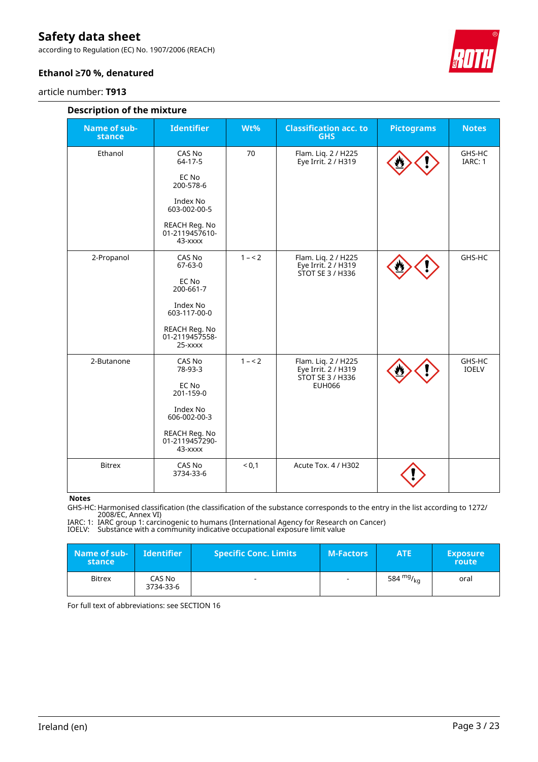### Description of the mixture

| Name of substance | Identifier | Wt% | Classification acc. to GHS | Pictograms | Notes |
|---|---|---|---|---|---|
| Ethanol | CAS No 64-17-5<br><br>EC No 200-578-6<br><br>Index No 603-002-00-5<br><br>REACH Reg. No 01-2119457610-43-xxxx | 70 | Flam. Liq. 2 / H225<br>Eye Irrit. 2 / H319 | | GHS-HC<br>IARC: 1 |
| 2-Propanol | CAS No 67-63-0<br><br>EC No 200-661-7<br><br>Index No 603-117-00-0<br><br>REACH Reg. No 01-2119457558-25-xxxx | 1 – < 2 | Flam. Liq. 2 / H225<br>Eye Irrit. 2 / H319<br>STOT SE 3 / H336 | | GHS-HC |
| 2-Butanone | CAS No 78-93-3<br><br>EC No 201-159-0<br><br>Index No 606-002-00-3<br><br>REACH Reg. No 01-2119457290-43-xxxx | 1 – < 2 | Flam. Liq. 2 / H225<br>Eye Irrit. 2 / H319<br>STOT SE 3 / H336<br>EUH066 | | GHS-HC<br>IOELV |
| Bitrex | CAS No 3734-33-6 | < 0,1 | Acute Tox. 4 / H302 | | |

**Notes**

GHS-HC: Harmonised classification (the classification of the substance corresponds to the entry in the list according to 1272/2008/EC, Annex VI)
IARC: 1: IARC group 1: carcinogenic to humans (International Agency for Research on Cancer)
IOELV: Substance with a community indicative occupational exposure limit value

| Name of substance | Identifier | Specific Conc. Limits | M-Factors | ATE | Exposure route |
|---|---|---|---|---|---|
| Bitrex | CAS No 3734-33-6 | - | - | 584 $^{mg}/_{kg}$ | oral |

For full text of abbreviations: see SECTION 16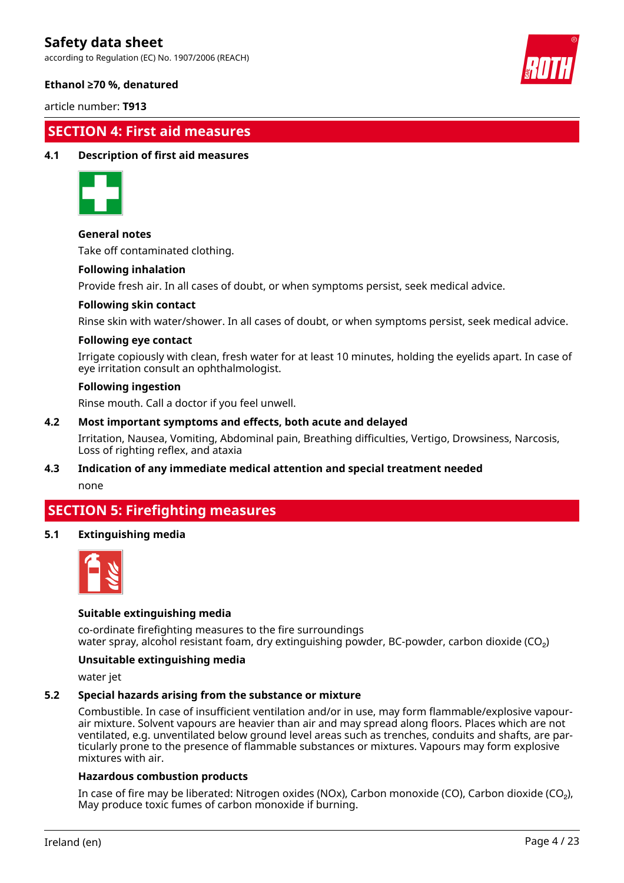## SECTION 4: First aid measures

### 4.1 Description of first aid measures

**General notes**

Take off contaminated clothing.

**Following inhalation**

Provide fresh air. In all cases of doubt, or when symptoms persist, seek medical advice.

**Following skin contact**

Rinse skin with water/shower. In all cases of doubt, or when symptoms persist, seek medical advice.

**Following eye contact**

Irrigate copiously with clean, fresh water for at least 10 minutes, holding the eyelids apart. In case of eye irritation consult an ophthalmologist.

**Following ingestion**

Rinse mouth. Call a doctor if you feel unwell.

### 4.2 Most important symptoms and effects, both acute and delayed

Irritation, Nausea, Vomiting, Abdominal pain, Breathing difficulties, Vertigo, Drowsiness, Narcosis, Loss of righting reflex, and ataxia

### 4.3 Indication of any immediate medical attention and special treatment needed

none

## SECTION 5: Firefighting measures

### 5.1 Extinguishing media

**Suitable extinguishing media**

co-ordinate firefighting measures to the fire surroundings
water spray, alcohol resistant foam, dry extinguishing powder, BC-powder, carbon dioxide ($CO_2$)

**Unsuitable extinguishing media**

water jet

### 5.2 Special hazards arising from the substance or mixture

Combustible. In case of insufficient ventilation and/or in use, may form flammable/explosive vapour-air mixture. Solvent vapours are heavier than air and may spread along floors. Places which are not ventilated, e.g. unventilated below ground level areas such as trenches, conduits and shafts, are particularly prone to the presence of flammable substances or mixtures. Vapours may form explosive mixtures with air.

**Hazardous combustion products**

In case of fire may be liberated: Nitrogen oxides (NOx), Carbon monoxide (CO), Carbon dioxide ($CO_2$), May produce toxic fumes of carbon monoxide if burning.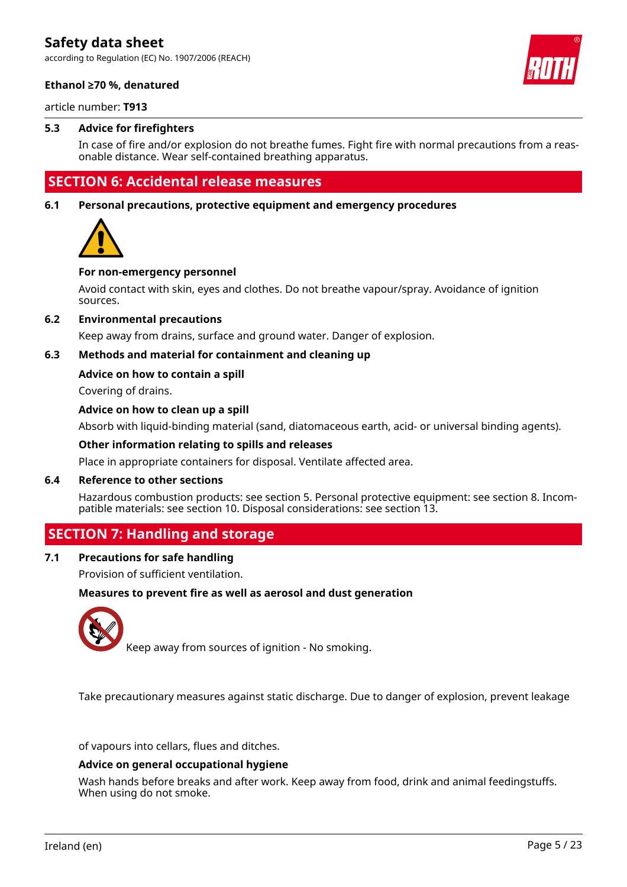### 5.3 Advice for firefighters

In case of fire and/or explosion do not breathe fumes. Fight fire with normal precautions from a reasonable distance. Wear self-contained breathing apparatus.

## SECTION 6: Accidental release measures

### 6.1 Personal precautions, protective equipment and emergency procedures

**For non-emergency personnel**

Avoid contact with skin, eyes and clothes. Do not breathe vapour/spray. Avoidance of ignition sources.

### 6.2 Environmental precautions

Keep away from drains, surface and ground water. Danger of explosion.

### 6.3 Methods and material for containment and cleaning up

**Advice on how to contain a spill**

Covering of drains.

**Advice on how to clean up a spill**

Absorb with liquid-binding material (sand, diatomaceous earth, acid- or universal binding agents).

**Other information relating to spills and releases**

Place in appropriate containers for disposal. Ventilate affected area.

### 6.4 Reference to other sections

Hazardous combustion products: see section 5. Personal protective equipment: see section 8. Incompatible materials: see section 10. Disposal considerations: see section 13.

## SECTION 7: Handling and storage

### 7.1 Precautions for safe handling

Provision of sufficient ventilation.

**Measures to prevent fire as well as aerosol and dust generation**

Keep away from sources of ignition - No smoking.

Take precautionary measures against static discharge. Due to danger of explosion, prevent leakage of vapours into cellars, flues and ditches.

**Advice on general occupational hygiene**

Wash hands before breaks and after work. Keep away from food, drink and animal feedingstuffs. When using do not smoke.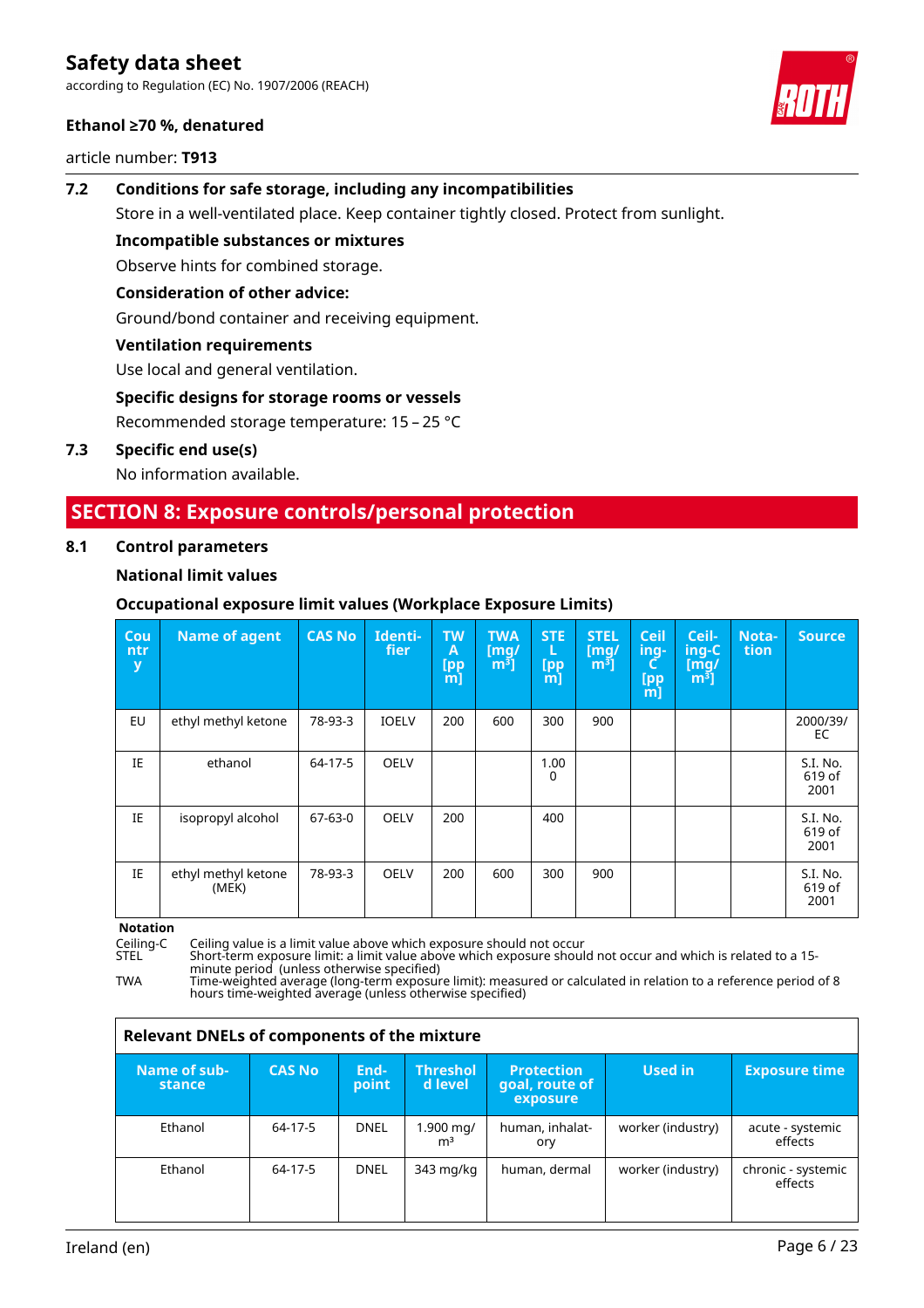### 7.2 Conditions for safe storage, including any incompatibilities

Store in a well-ventilated place. Keep container tightly closed. Protect from sunlight.

**Incompatible substances or mixtures**

Observe hints for combined storage.

**Consideration of other advice:**

Ground/bond container and receiving equipment.

**Ventilation requirements**

Use local and general ventilation.

**Specific designs for storage rooms or vessels**

Recommended storage temperature: 15 – 25 °C

### 7.3 Specific end use(s)

No information available.

## SECTION 8: Exposure controls/personal protection

### 8.1 Control parameters

**National limit values**

**Occupational exposure limit values (Workplace Exposure Limits)**

| Country | Name of agent | CAS No | Identifier | TWA [ppm] | TWA [mg/m³] | STEL [ppm] | STEL [mg/m³] | Ceiling-C [ppm] | Ceiling-C [mg/m³] | Notation | Source |
|---|---|---|---|---|---|---|---|---|---|---|---|
| EU | ethyl methyl ketone | 78-93-3 | IOELV | 200 | 600 | 300 | 900 | | | | 2000/39/EC |
| IE | ethanol | 64-17-5 | OELV | | | 1.000 | | | | | S.I. No. 619 of 2001 |
| IE | isopropyl alcohol | 67-63-0 | OELV | 200 | | 400 | | | | | S.I. No. 619 of 2001 |
| IE | ethyl methyl ketone (MEK) | 78-93-3 | OELV | 200 | 600 | 300 | 900 | | | | S.I. No. 619 of 2001 |

**Notation**

Ceiling-C Ceiling value is a limit value above which exposure should not occur
STEL Short-term exposure limit: a limit value above which exposure should not occur and which is related to a 15-minute period (unless otherwise specified)
TWA Time-weighted average (long-term exposure limit): measured or calculated in relation to a reference period of 8 hours time-weighted average (unless otherwise specified)

| Relevant DNELs of components of the mixture | | | | | | |
|---|---|---|---|---|---|---|
| **Name of substance** | **CAS No** | **Endpoint** | **Threshold level** | **Protection goal, route of exposure** | **Used in** | **Exposure time** |
| Ethanol | 64-17-5 | DNEL | 1.900 mg/m³ | human, inhalatory | worker (industry) | acute - systemic effects |
| Ethanol | 64-17-5 | DNEL | 343 mg/kg | human, dermal | worker (industry) | chronic - systemic effects |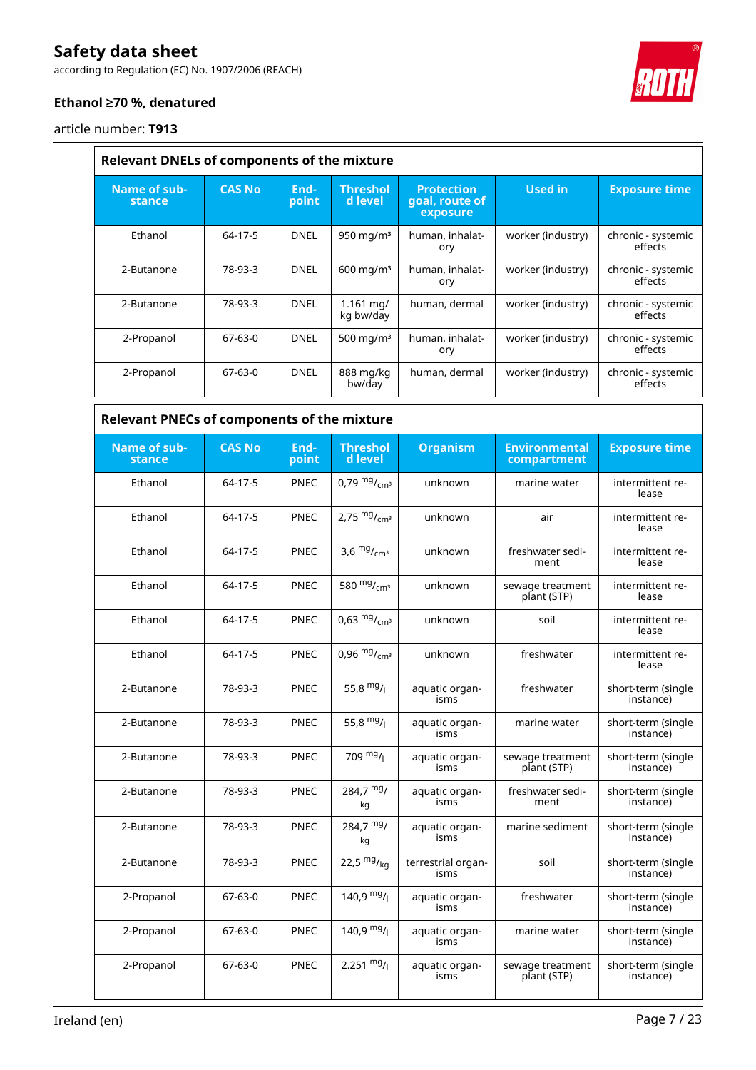**Relevant DNELs of components of the mixture**

| Name of substance | CAS No | End-point | Threshold level | Protection goal, route of exposure | Used in | Exposure time |
|---|---|---|---|---|---|---|
| Ethanol | 64-17-5 | DNEL | 950 mg/m³ | human, inhalatory | worker (industry) | chronic - systemic effects |
| 2-Butanone | 78-93-3 | DNEL | 600 mg/m³ | human, inhalatory | worker (industry) | chronic - systemic effects |
| 2-Butanone | 78-93-3 | DNEL | 1.161 mg/kg bw/day | human, dermal | worker (industry) | chronic - systemic effects |
| 2-Propanol | 67-63-0 | DNEL | 500 mg/m³ | human, inhalatory | worker (industry) | chronic - systemic effects |
| 2-Propanol | 67-63-0 | DNEL | 888 mg/kg bw/day | human, dermal | worker (industry) | chronic - systemic effects |

**Relevant PNECs of components of the mixture**

| Name of substance | CAS No | End-point | Threshold level | Organism | Environmental compartment | Exposure time |
|---|---|---|---|---|---|---|
| Ethanol | 64-17-5 | PNEC | 0,79 mg/cm³ | unknown | marine water | intermittent release |
| Ethanol | 64-17-5 | PNEC | 2,75 mg/cm³ | unknown | air | intermittent release |
| Ethanol | 64-17-5 | PNEC | 3,6 mg/cm³ | unknown | freshwater sediment | intermittent release |
| Ethanol | 64-17-5 | PNEC | 580 mg/cm³ | unknown | sewage treatment plant (STP) | intermittent release |
| Ethanol | 64-17-5 | PNEC | 0,63 mg/cm³ | unknown | soil | intermittent release |
| Ethanol | 64-17-5 | PNEC | 0,96 mg/cm³ | unknown | freshwater | intermittent release |
| 2-Butanone | 78-93-3 | PNEC | 55,8 mg/l | aquatic organisms | freshwater | short-term (single instance) |
| 2-Butanone | 78-93-3 | PNEC | 55,8 mg/l | aquatic organisms | marine water | short-term (single instance) |
| 2-Butanone | 78-93-3 | PNEC | 709 mg/l | aquatic organisms | sewage treatment plant (STP) | short-term (single instance) |
| 2-Butanone | 78-93-3 | PNEC | 284,7 mg/kg | aquatic organisms | freshwater sediment | short-term (single instance) |
| 2-Butanone | 78-93-3 | PNEC | 284,7 mg/kg | aquatic organisms | marine sediment | short-term (single instance) |
| 2-Butanone | 78-93-3 | PNEC | 22,5 mg/kg | terrestrial organisms | soil | short-term (single instance) |
| 2-Propanol | 67-63-0 | PNEC | 140,9 mg/l | aquatic organisms | freshwater | short-term (single instance) |
| 2-Propanol | 67-63-0 | PNEC | 140,9 mg/l | aquatic organisms | marine water | short-term (single instance) |
| 2-Propanol | 67-63-0 | PNEC | 2.251 mg/l | aquatic organisms | sewage treatment plant (STP) | short-term (single instance) |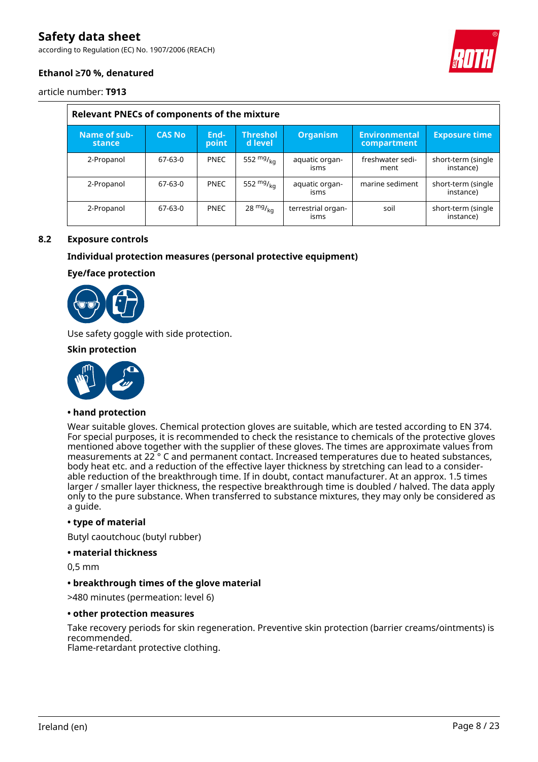| Relevant PNECs of components of the mixture | | | | | | |
|---|---|---|---|---|---|---|
| **Name of substance** | **CAS No** | **Endpoint** | **Threshold level** | **Organism** | **Environmental compartment** | **Exposure time** |
| 2-Propanol | 67-63-0 | PNEC | 552 $^{mg}/_{kg}$ | aquatic organisms | freshwater sediment | short-term (single instance) |
| 2-Propanol | 67-63-0 | PNEC | 552 $^{mg}/_{kg}$ | aquatic organisms | marine sediment | short-term (single instance) |
| 2-Propanol | 67-63-0 | PNEC | 28 $^{mg}/_{kg}$ | terrestrial organisms | soil | short-term (single instance) |

## 8.2 Exposure controls

### Individual protection measures (personal protective equipment)

#### Eye/face protection

Use safety goggle with side protection.

#### Skin protection

**• hand protection**

Wear suitable gloves. Chemical protection gloves are suitable, which are tested according to EN 374. For special purposes, it is recommended to check the resistance to chemicals of the protective gloves mentioned above together with the supplier of these gloves. The times are approximate values from measurements at 22 ° C and permanent contact. Increased temperatures due to heated substances, body heat etc. and a reduction of the effective layer thickness by stretching can lead to a considerable reduction of the breakthrough time. If in doubt, contact manufacturer. At an approx. 1.5 times larger / smaller layer thickness, the respective breakthrough time is doubled / halved. The data apply only to the pure substance. When transferred to substance mixtures, they may only be considered as a guide.

**• type of material**

Butyl caoutchouc (butyl rubber)

**• material thickness**

0,5 mm

**• breakthrough times of the glove material**

>480 minutes (permeation: level 6)

**• other protection measures**

Take recovery periods for skin regeneration. Preventive skin protection (barrier creams/ointments) is recommended.
Flame-retardant protective clothing.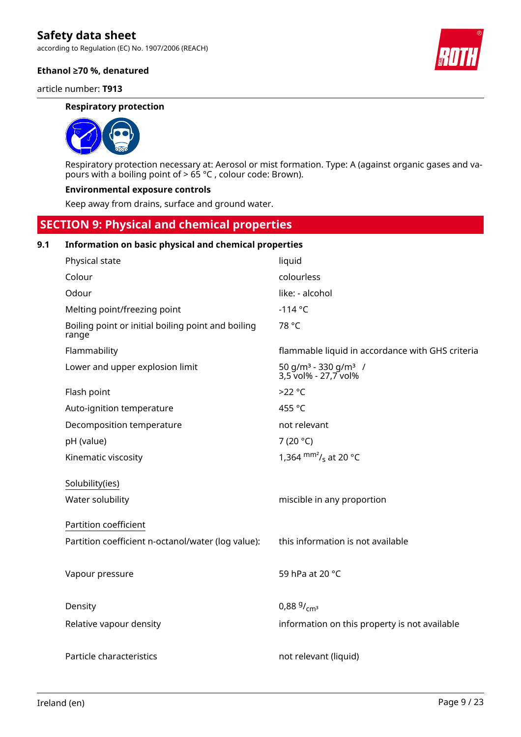#### Respiratory protection

Respiratory protection necessary at: Aerosol or mist formation. Type: A (against organic gases and vapours with a boiling point of > 65 °C , colour code: Brown).

#### Environmental exposure controls

Keep away from drains, surface and ground water.

## SECTION 9: Physical and chemical properties

### 9.1 Information on basic physical and chemical properties

| | |
|---|---|
| Physical state | liquid |
| Colour | colourless |
| Odour | like: - alcohol |
| Melting point/freezing point | -114 °C |
| Boiling point or initial boiling point and boiling range | 78 °C |
| Flammability | flammable liquid in accordance with GHS criteria |
| Lower and upper explosion limit | 50 g/m³ - 330 g/m³ / 3,5 vol% - 27,7 vol% |
| Flash point | >22 °C |
| Auto-ignition temperature | 455 °C |
| Decomposition temperature | not relevant |
| pH (value) | 7 (20 °C) |
| Kinematic viscosity | 1,364 $^{mm^2}/_{s}$ at 20 °C |
| Solubility(ies) | |
| Water solubility | miscible in any proportion |
| Partition coefficient | |
| Partition coefficient n-octanol/water (log value): | this information is not available |
| Vapour pressure | 59 hPa at 20 °C |
| Density | 0,88 $^{g}/_{cm^3}$ |
| Relative vapour density | information on this property is not available |
| Particle characteristics | not relevant (liquid) |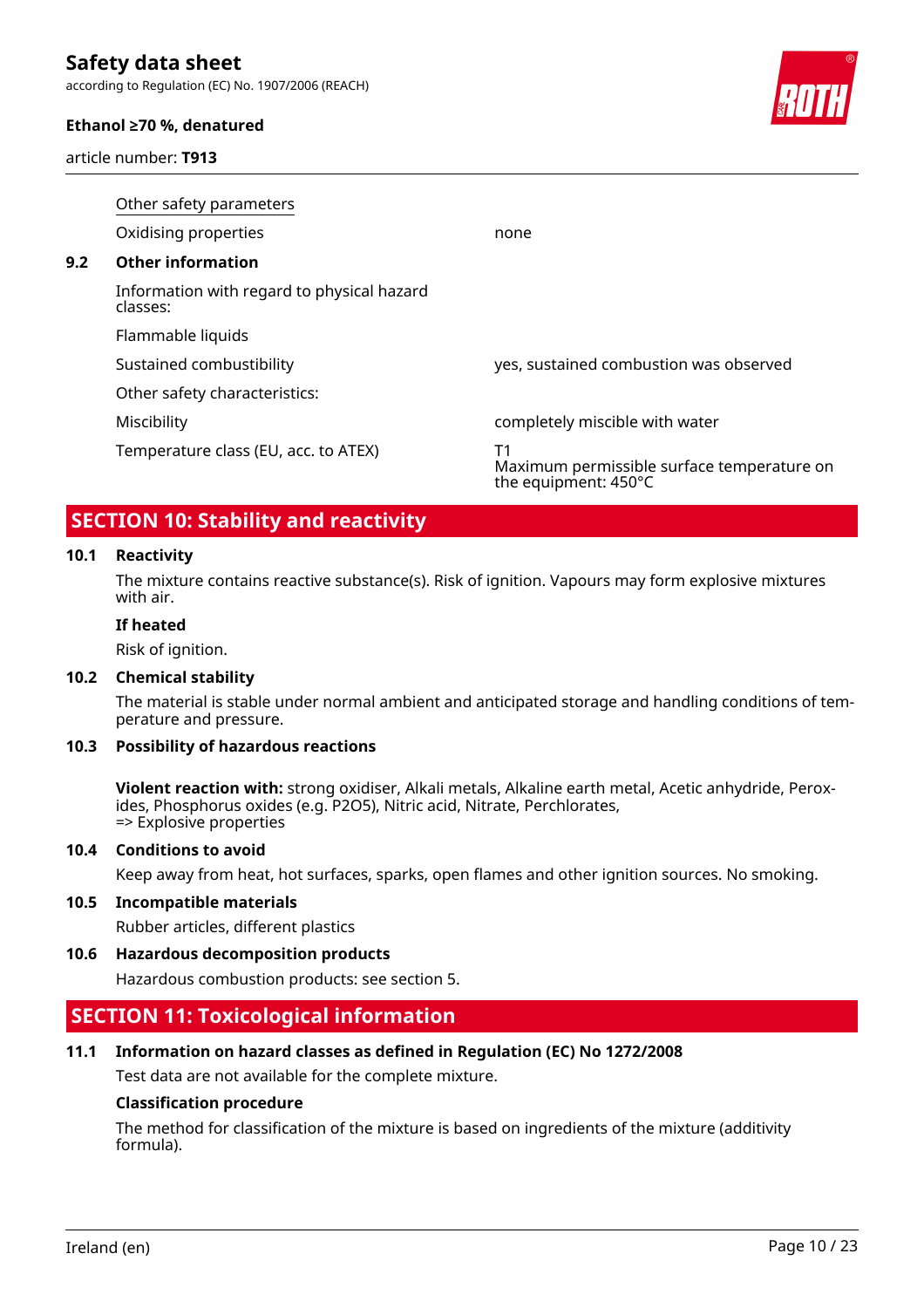Other safety parameters

| | |
|---|---|
| Oxidising properties | none |

### 9.2 Other information

| | |
|---|---|
| Information with regard to physical hazard classes: | |
| Flammable liquids | |
| Sustained combustibility | yes, sustained combustion was observed |
| Other safety characteristics: | |
| Miscibility | completely miscible with water |
| Temperature class (EU, acc. to ATEX) | T1<br>Maximum permissible surface temperature on the equipment: 450°C |

## SECTION 10: Stability and reactivity

### 10.1 Reactivity

The mixture contains reactive substance(s). Risk of ignition. Vapours may form explosive mixtures with air.

**If heated**

Risk of ignition.

### 10.2 Chemical stability

The material is stable under normal ambient and anticipated storage and handling conditions of temperature and pressure.

### 10.3 Possibility of hazardous reactions

**Violent reaction with:** strong oxidiser, Alkali metals, Alkaline earth metal, Acetic anhydride, Peroxides, Phosphorus oxides (e.g. $P_2O_5$), Nitric acid, Nitrate, Perchlorates,
=> Explosive properties

### 10.4 Conditions to avoid

Keep away from heat, hot surfaces, sparks, open flames and other ignition sources. No smoking.

### 10.5 Incompatible materials

Rubber articles, different plastics

### 10.6 Hazardous decomposition products

Hazardous combustion products: see section 5.

## SECTION 11: Toxicological information

### 11.1 Information on hazard classes as defined in Regulation (EC) No 1272/2008

Test data are not available for the complete mixture.

**Classification procedure**

The method for classification of the mixture is based on ingredients of the mixture (additivity formula).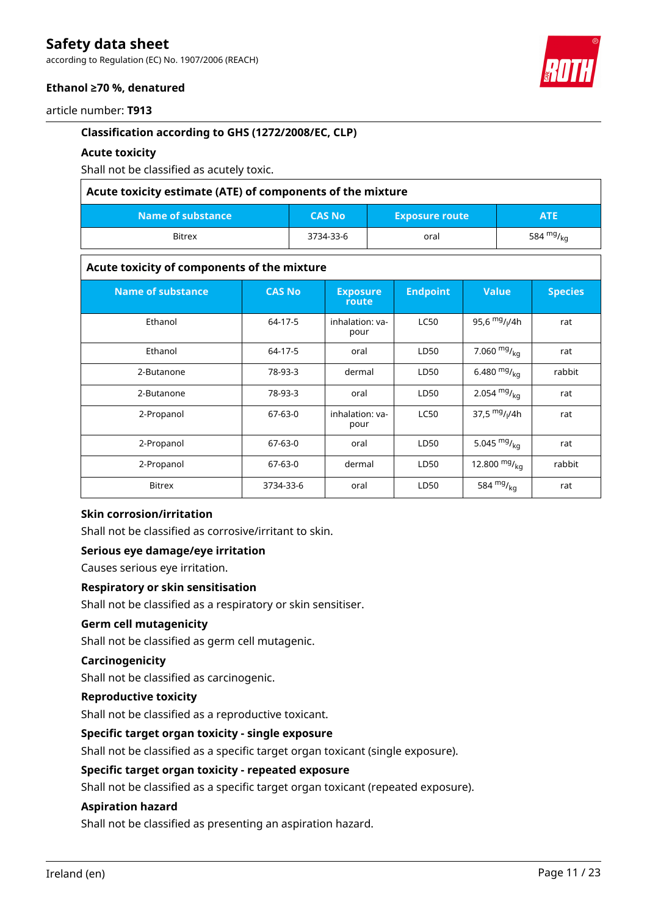### Classification according to GHS (1272/2008/EC, CLP)

#### Acute toxicity

Shall not be classified as acutely toxic.

| Acute toxicity estimate (ATE) of components of the mixture | | | |
|---|---|---|---|
| **Name of substance** | **CAS No** | **Exposure route** | **ATE** |
| Bitrex | 3734-33-6 | oral | 584 mg/kg |

| Acute toxicity of components of the mixture | | | | | |
|---|---|---|---|---|---|
| **Name of substance** | **CAS No** | **Exposure route** | **Endpoint** | **Value** | **Species** |
| Ethanol | 64-17-5 | inhalation: vapour | LC50 | 95,6 mg/l/4h | rat |
| Ethanol | 64-17-5 | oral | LD50 | 7.060 mg/kg | rat |
| 2-Butanone | 78-93-3 | dermal | LD50 | 6.480 mg/kg | rabbit |
| 2-Butanone | 78-93-3 | oral | LD50 | 2.054 mg/kg | rat |
| 2-Propanol | 67-63-0 | inhalation: vapour | LC50 | 37,5 mg/l/4h | rat |
| 2-Propanol | 67-63-0 | oral | LD50 | 5.045 mg/kg | rat |
| 2-Propanol | 67-63-0 | dermal | LD50 | 12.800 mg/kg | rabbit |
| Bitrex | 3734-33-6 | oral | LD50 | 584 mg/kg | rat |

#### Skin corrosion/irritation

Shall not be classified as corrosive/irritant to skin.

#### Serious eye damage/eye irritation

Causes serious eye irritation.

#### Respiratory or skin sensitisation

Shall not be classified as a respiratory or skin sensitiser.

#### Germ cell mutagenicity

Shall not be classified as germ cell mutagenic.

#### Carcinogenicity

Shall not be classified as carcinogenic.

#### Reproductive toxicity

Shall not be classified as a reproductive toxicant.

#### Specific target organ toxicity - single exposure

Shall not be classified as a specific target organ toxicant (single exposure).

#### Specific target organ toxicity - repeated exposure

Shall not be classified as a specific target organ toxicant (repeated exposure).

#### Aspiration hazard

Shall not be classified as presenting an aspiration hazard.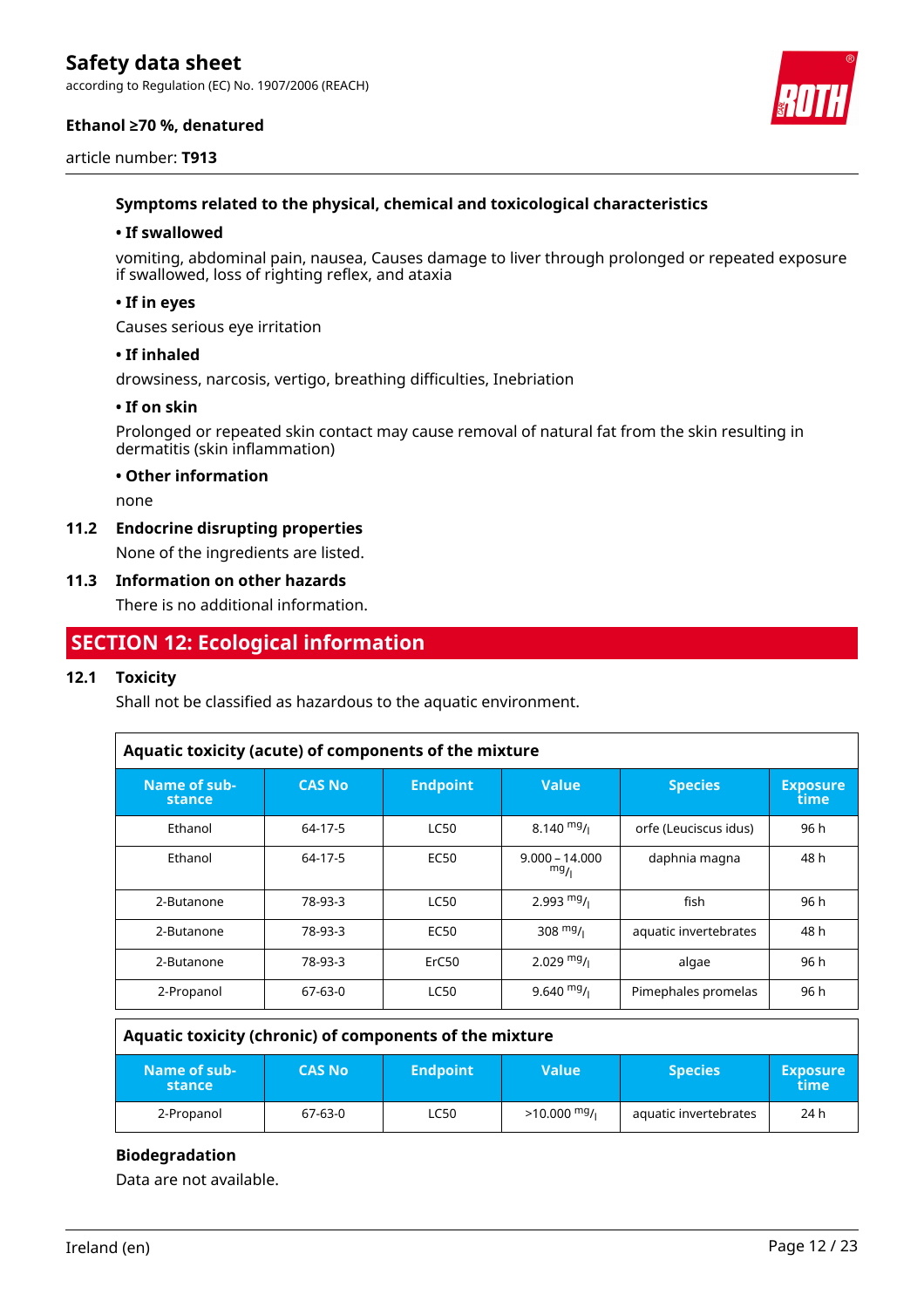**Symptoms related to the physical, chemical and toxicological characteristics**

**• If swallowed**

vomiting, abdominal pain, nausea, Causes damage to liver through prolonged or repeated exposure if swallowed, loss of righting reflex, and ataxia

**• If in eyes**

Causes serious eye irritation

**• If inhaled**

drowsiness, narcosis, vertigo, breathing difficulties, Inebriation

**• If on skin**

Prolonged or repeated skin contact may cause removal of natural fat from the skin resulting in dermatitis (skin inflammation)

**• Other information**

none

### 11.2 Endocrine disrupting properties

None of the ingredients are listed.

### 11.3 Information on other hazards

There is no additional information.

## SECTION 12: Ecological information

### 12.1 Toxicity

Shall not be classified as hazardous to the aquatic environment.

**Aquatic toxicity (acute) of components of the mixture**

| Name of substance | CAS No | Endpoint | Value | Species | Exposure time |
|---|---|---|---|---|---|
| Ethanol | 64-17-5 | LC50 | 8.140 $^{mg}/_{l}$ | orfe (Leuciscus idus) | 96 h |
| Ethanol | 64-17-5 | EC50 | 9.000 – 14.000 $^{mg}/_{l}$ | daphnia magna | 48 h |
| 2-Butanone | 78-93-3 | LC50 | 2.993 $^{mg}/_{l}$ | fish | 96 h |
| 2-Butanone | 78-93-3 | EC50 | 308 $^{mg}/_{l}$ | aquatic invertebrates | 48 h |
| 2-Butanone | 78-93-3 | ErC50 | 2.029 $^{mg}/_{l}$ | algae | 96 h |
| 2-Propanol | 67-63-0 | LC50 | 9.640 $^{mg}/_{l}$ | Pimephales promelas | 96 h |

**Aquatic toxicity (chronic) of components of the mixture**

| Name of substance | CAS No | Endpoint | Value | Species | Exposure time |
|---|---|---|---|---|---|
| 2-Propanol | 67-63-0 | LC50 | >10.000 $^{mg}/_{l}$ | aquatic invertebrates | 24 h |

**Biodegradation**

Data are not available.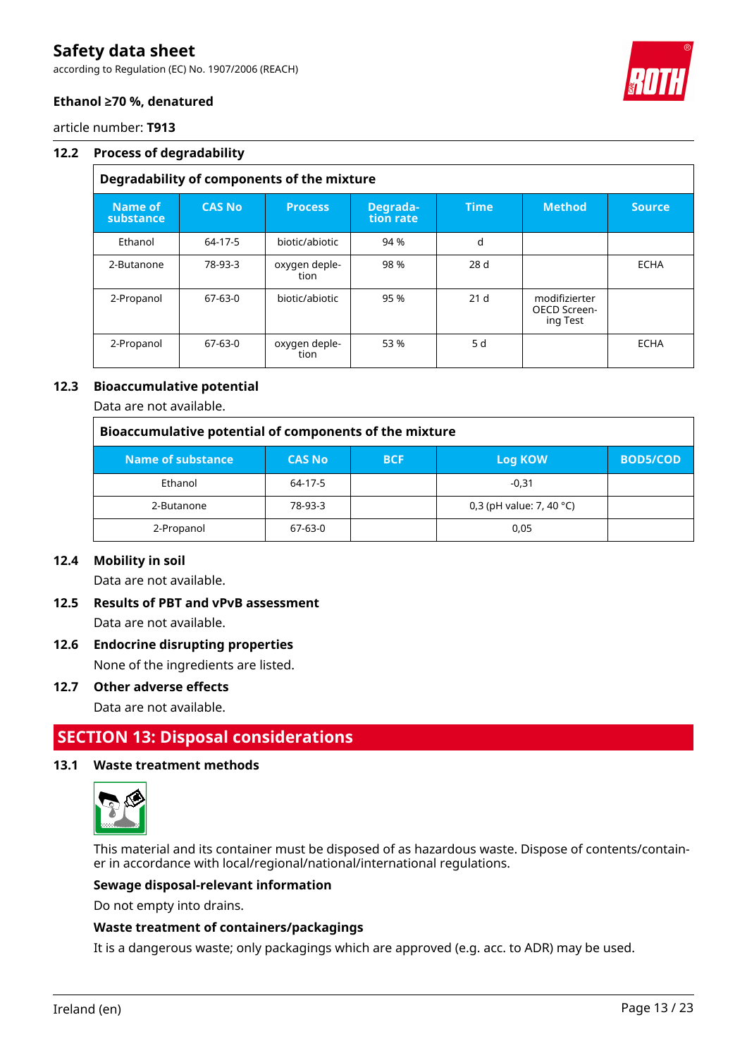### 12.2 Process of degradability

| Degradability of components of the mixture | | | | | | |
|---|---|---|---|---|---|---|
| Name of substance | CAS No | Process | Degradation rate | Time | Method | Source |
| Ethanol | 64-17-5 | biotic/abiotic | 94 % | d | | |
| 2-Butanone | 78-93-3 | oxygen depletion | 98 % | 28 d | | ECHA |
| 2-Propanol | 67-63-0 | biotic/abiotic | 95 % | 21 d | modifizierter OECD Screening Test | |
| 2-Propanol | 67-63-0 | oxygen depletion | 53 % | 5 d | | ECHA |

### 12.3 Bioaccumulative potential

Data are not available.

| Bioaccumulative potential of components of the mixture | | | | |
|---|---|---|---|---|
| Name of substance | CAS No | BCF | Log KOW | BOD5/COD |
| Ethanol | 64-17-5 | | -0,31 | |
| 2-Butanone | 78-93-3 | | 0,3 (pH value: 7, 40 °C) | |
| 2-Propanol | 67-63-0 | | 0,05 | |

### 12.4 Mobility in soil

Data are not available.

### 12.5 Results of PBT and vPvB assessment

Data are not available.

### 12.6 Endocrine disrupting properties

None of the ingredients are listed.

### 12.7 Other adverse effects

Data are not available.

## SECTION 13: Disposal considerations

### 13.1 Waste treatment methods

This material and its container must be disposed of as hazardous waste. Dispose of contents/container in accordance with local/regional/national/international regulations.

**Sewage disposal-relevant information**

Do not empty into drains.

**Waste treatment of containers/packagings**

It is a dangerous waste; only packagings which are approved (e.g. acc. to ADR) may be used.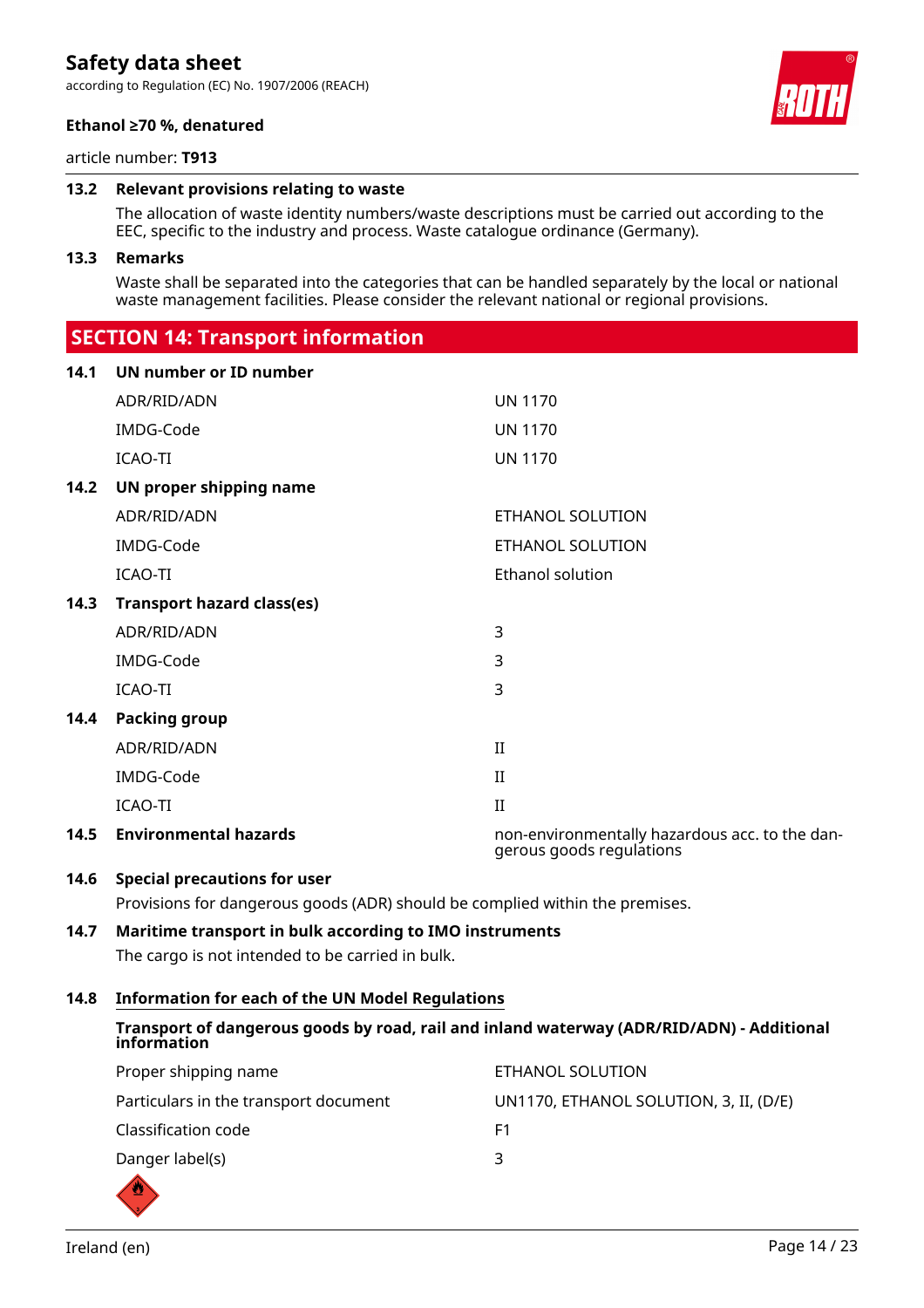### 13.2 Relevant provisions relating to waste

The allocation of waste identity numbers/waste descriptions must be carried out according to the EEC, specific to the industry and process. Waste catalogue ordinance (Germany).

### 13.3 Remarks

Waste shall be separated into the categories that can be handled separately by the local or national waste management facilities. Please consider the relevant national or regional provisions.

## SECTION 14: Transport information

### 14.1 UN number or ID number

| | |
|---|---|
| ADR/RID/ADN | UN 1170 |
| IMDG-Code | UN 1170 |
| ICAO-TI | UN 1170 |

### 14.2 UN proper shipping name

| | |
|---|---|
| ADR/RID/ADN | ETHANOL SOLUTION |
| IMDG-Code | ETHANOL SOLUTION |
| ICAO-TI | Ethanol solution |

### 14.3 Transport hazard class(es)

| | |
|---|---|
| ADR/RID/ADN | 3 |
| IMDG-Code | 3 |
| ICAO-TI | 3 |

### 14.4 Packing group

| | |
|---|---|
| ADR/RID/ADN | II |
| IMDG-Code | II |
| ICAO-TI | II |

### 14.5 Environmental hazards

non-environmentally hazardous acc. to the dangerous goods regulations

### 14.6 Special precautions for user

Provisions for dangerous goods (ADR) should be complied within the premises.

### 14.7 Maritime transport in bulk according to IMO instruments

The cargo is not intended to be carried in bulk.

### 14.8 Information for each of the UN Model Regulations

**Transport of dangerous goods by road, rail and inland waterway (ADR/RID/ADN) - Additional information**

| | |
|---|---|
| Proper shipping name | ETHANOL SOLUTION |
| Particulars in the transport document | UN1170, ETHANOL SOLUTION, 3, II, (D/E) |
| Classification code | F1 |
| Danger label(s) | 3 |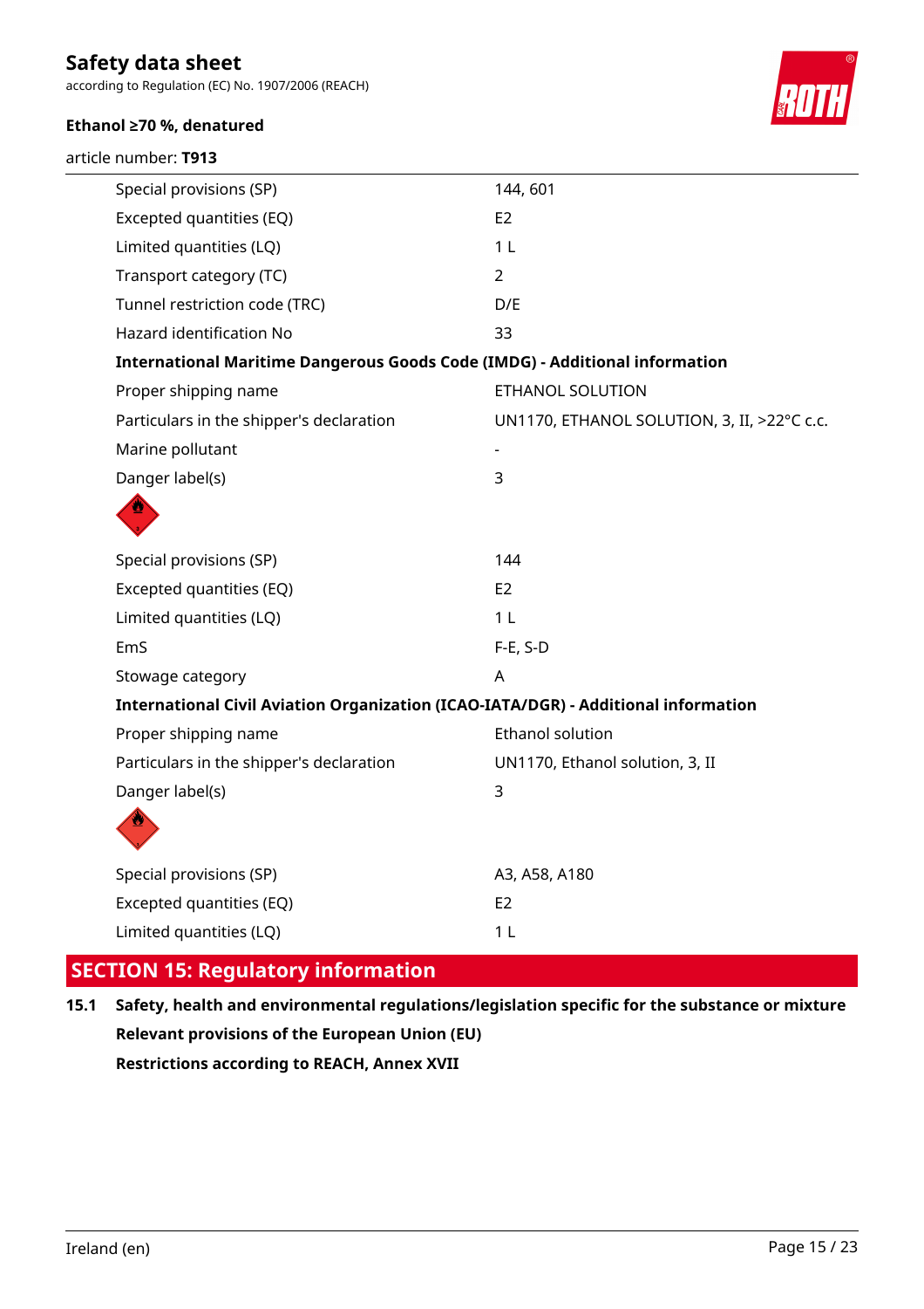| | |
|---|---|
| Special provisions (SP) | 144, 601 |
| Excepted quantities (EQ) | E2 |
| Limited quantities (LQ) | 1 L |
| Transport category (TC) | 2 |
| Tunnel restriction code (TRC) | D/E |
| Hazard identification No | 33 |

**International Maritime Dangerous Goods Code (IMDG) - Additional information**

| | |
|---|---|
| Proper shipping name | ETHANOL SOLUTION |
| Particulars in the shipper's declaration | UN1170, ETHANOL SOLUTION, 3, II, >22°C c.c. |
| Marine pollutant | - |
| Danger label(s) | 3 |
| Special provisions (SP) | 144 |
| Excepted quantities (EQ) | E2 |
| Limited quantities (LQ) | 1 L |
| EmS | F-E, S-D |
| Stowage category | A |

**International Civil Aviation Organization (ICAO-IATA/DGR) - Additional information**

| | |
|---|---|
| Proper shipping name | Ethanol solution |
| Particulars in the shipper's declaration | UN1170, Ethanol solution, 3, II |
| Danger label(s) | 3 |
| Special provisions (SP) | A3, A58, A180 |
| Excepted quantities (EQ) | E2 |
| Limited quantities (LQ) | 1 L |

## SECTION 15: Regulatory information

### 15.1 Safety, health and environmental regulations/legislation specific for the substance or mixture

**Relevant provisions of the European Union (EU)**

**Restrictions according to REACH, Annex XVII**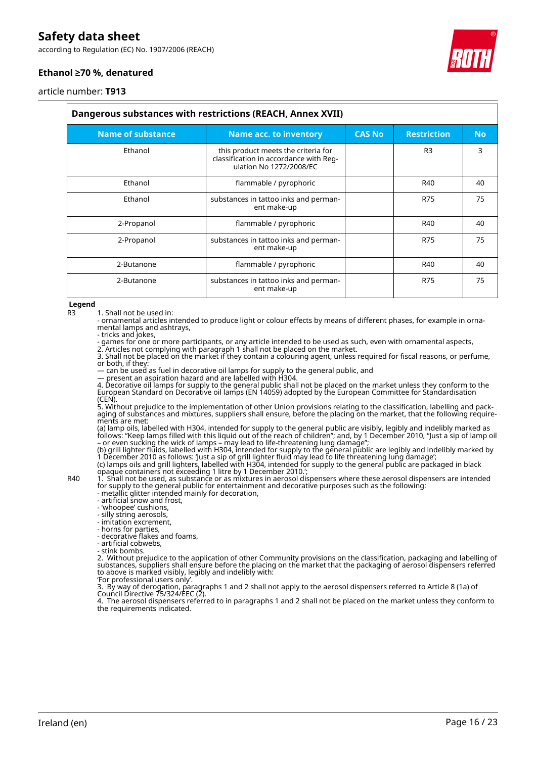| Dangerous substances with restrictions (REACH, Annex XVII) | | | | |
|---|---|---|---|---|
| **Name of substance** | **Name acc. to inventory** | **CAS No** | **Restriction** | **No** |
| Ethanol | this product meets the criteria for classification in accordance with Regulation No 1272/2008/EC | | R3 | 3 |
| Ethanol | flammable / pyrophoric | | R40 | 40 |
| Ethanol | substances in tattoo inks and permanent make-up | | R75 | 75 |
| 2-Propanol | flammable / pyrophoric | | R40 | 40 |
| 2-Propanol | substances in tattoo inks and permanent make-up | | R75 | 75 |
| 2-Butanone | flammable / pyrophoric | | R40 | 40 |
| 2-Butanone | substances in tattoo inks and permanent make-up | | R75 | 75 |

**Legend**

R3 1. Shall not be used in:
- ornamental articles intended to produce light or colour effects by means of different phases, for example in ornamental lamps and ashtrays,
- tricks and jokes,
- games for one or more participants, or any article intended to be used as such, even with ornamental aspects,
2. Articles not complying with paragraph 1 shall not be placed on the market.
3. Shall not be placed on the market if they contain a colouring agent, unless required for fiscal reasons, or perfume, or both, if they:
— can be used as fuel in decorative oil lamps for supply to the general public, and
— present an aspiration hazard and are labelled with H304.
4. Decorative oil lamps for supply to the general public shall not be placed on the market unless they conform to the European Standard on Decorative oil lamps (EN 14059) adopted by the European Committee for Standardisation (CEN).
5. Without prejudice to the implementation of other Union provisions relating to the classification, labelling and packaging of substances and mixtures, suppliers shall ensure, before the placing on the market, that the following requirements are met:
(a) lamp oils, labelled with H304, intended for supply to the general public are visibly, legibly and indelibly marked as follows: "Keep lamps filled with this liquid out of the reach of children"; and, by 1 December 2010, "Just a sip of lamp oil – or even sucking the wick of lamps – may lead to life-threatening lung damage";
(b) grill lighter fluids, labelled with H304, intended for supply to the general public are legibly and indelibly marked by 1 December 2010 as follows: 'Just a sip of grill lighter fluid may lead to life threatening lung damage';
(c) lamps oils and grill lighters, labelled with H304, intended for supply to the general public are packaged in black opaque containers not exceeding 1 litre by 1 December 2010.';

R40 1. Shall not be used, as substance or as mixtures in aerosol dispensers where these aerosol dispensers are intended for supply to the general public for entertainment and decorative purposes such as the following:
- metallic glitter intended mainly for decoration,
- artificial snow and frost,
- 'whoopee' cushions,
- silly string aerosols,
- imitation excrement,
- horns for parties,
- decorative flakes and foams,
- artificial cobwebs,
- stink bombs.
2. Without prejudice to the application of other Community provisions on the classification, packaging and labelling of substances, suppliers shall ensure before the placing on the market that the packaging of aerosol dispensers referred to above is marked visibly, legibly and indelibly with:
'For professional users only'.
3. By way of derogation, paragraphs 1 and 2 shall not apply to the aerosol dispensers referred to Article 8 (1a) of Council Directive 75/324/EEC (2).
4. The aerosol dispensers referred to in paragraphs 1 and 2 shall not be placed on the market unless they conform to the requirements indicated.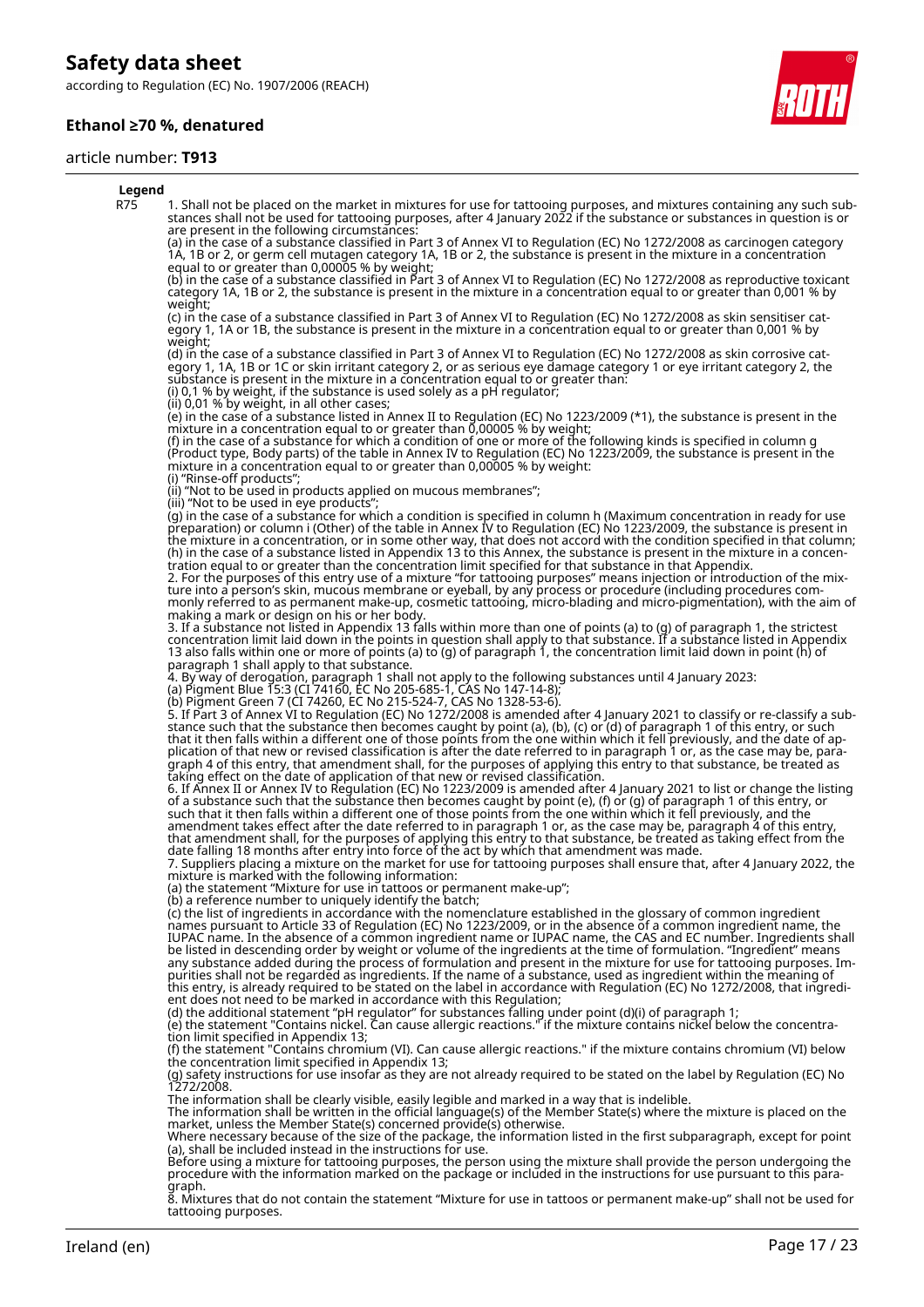**Legend**

R75 1. Shall not be placed on the market in mixtures for use for tattooing purposes, and mixtures containing any such substances shall not be used for tattooing purposes, after 4 January 2022 if the substance or substances in question is or are present in the following circumstances:
(a) in the case of a substance classified in Part 3 of Annex VI to Regulation (EC) No 1272/2008 as carcinogen category 1A, 1B or 2, or germ cell mutagen category 1A, 1B or 2, the substance is present in the mixture in a concentration equal to or greater than 0,00005 % by weight;
(b) in the case of a substance classified in Part 3 of Annex VI to Regulation (EC) No 1272/2008 as reproductive toxicant category 1A, 1B or 2, the substance is present in the mixture in a concentration equal to or greater than 0,001 % by weight;
(c) in the case of a substance classified in Part 3 of Annex VI to Regulation (EC) No 1272/2008 as skin sensitiser category 1, 1A or 1B, the substance is present in the mixture in a concentration equal to or greater than 0,001 % by weight;
(d) in the case of a substance classified in Part 3 of Annex VI to Regulation (EC) No 1272/2008 as skin corrosive category 1, 1A, 1B or 1C or skin irritant category 2, or as serious eye damage category 1 or eye irritant category 2, the substance is present in the mixture in a concentration equal to or greater than:
(i) 0,1 % by weight, if the substance is used solely as a pH regulator;
(ii) 0,01 % by weight, in all other cases;
(e) in the case of a substance listed in Annex II to Regulation (EC) No 1223/2009 (*1), the substance is present in the mixture in a concentration equal to or greater than 0,00005 % by weight;
(f) in the case of a substance for which a condition of one or more of the following kinds is specified in column g (Product type, Body parts) of the table in Annex IV to Regulation (EC) No 1223/2009, the substance is present in the mixture in a concentration equal to or greater than 0,00005 % by weight:
(i) "Rinse-off products";
(ii) "Not to be used in products applied on mucous membranes";
(iii) "Not to be used in eye products";
(g) in the case of a substance for which a condition is specified in column h (Maximum concentration in ready for use preparation) or column i (Other) of the table in Annex IV to Regulation (EC) No 1223/2009, the substance is present in the mixture in a concentration, or in some other way, that does not accord with the condition specified in that column;
(h) in the case of a substance listed in Appendix 13 to this Annex, the substance is present in the mixture in a concentration equal to or greater than the concentration limit specified for that substance in that Appendix.
2. For the purposes of this entry use of a mixture "for tattooing purposes" means injection or introduction of the mixture into a person's skin, mucous membrane or eyeball, by any process or procedure (including procedures commonly referred to as permanent make-up, cosmetic tattooing, micro-blading and micro-pigmentation), with the aim of making a mark or design on his or her body.
3. If a substance not listed in Appendix 13 falls within more than one of points (a) to (g) of paragraph 1, the strictest concentration limit laid down in the points in question shall apply to that substance. If a substance listed in Appendix 13 also falls within one or more of points (a) to (g) of paragraph 1, the concentration limit laid down in point (h) of paragraph 1 shall apply to that substance.
4. By way of derogation, paragraph 1 shall not apply to the following substances until 4 January 2023:
(a) Pigment Blue 15:3 (CI 74160, EC No 205-685-1, CAS No 147-14-8);
(b) Pigment Green 7 (CI 74260, EC No 215-524-7, CAS No 1328-53-6).
5. If Part 3 of Annex VI to Regulation (EC) No 1272/2008 is amended after 4 January 2021 to classify or re-classify a substance such that the substance then becomes caught by point (a), (b), (c) or (d) of paragraph 1 of this entry, or such that it then falls within a different one of those points from the one within which it fell previously, and the date of application of that new or revised classification is after the date referred to in paragraph 1 or, as the case may be, paragraph 4 of this entry, that amendment shall, for the purposes of applying this entry to that substance, be treated as taking effect on the date of application of that new or revised classification.
6. If Annex II or Annex IV to Regulation (EC) No 1223/2009 is amended after 4 January 2021 to list or change the listing of a substance such that the substance then becomes caught by point (e), (f) or (g) of paragraph 1 of this entry, or such that it then falls within a different one of those points from the one within which it fell previously, and the amendment takes effect after the date referred to in paragraph 1 or, as the case may be, paragraph 4 of this entry, that amendment shall, for the purposes of applying this entry to that substance, be treated as taking effect from the date falling 18 months after entry into force of the act by which that amendment was made.
7. Suppliers placing a mixture on the market for use for tattooing purposes shall ensure that, after 4 January 2022, the mixture is marked with the following information:
(a) the statement "Mixture for use in tattoos or permanent make-up";
(b) a reference number to uniquely identify the batch;
(c) the list of ingredients in accordance with the nomenclature established in the glossary of common ingredient names pursuant to Article 33 of Regulation (EC) No 1223/2009, or in the absence of a common ingredient name, the IUPAC name. In the absence of a common ingredient name or IUPAC name, the CAS and EC number. Ingredients shall be listed in descending order by weight or volume of the ingredients at the time of formulation. "Ingredient" means any substance added during the process of formulation and present in the mixture for use for tattooing purposes. Impurities shall not be regarded as ingredients. If the name of a substance, used as ingredient within the meaning of this entry, is already required to be stated on the label in accordance with Regulation (EC) No 1272/2008, that ingredient does not need to be marked in accordance with this Regulation;
(d) the additional statement "pH regulator" for substances falling under point (d)(i) of paragraph 1;
(e) the statement "Contains nickel. Can cause allergic reactions." if the mixture contains nickel below the concentration limit specified in Appendix 13;
(f) the statement "Contains chromium (VI). Can cause allergic reactions." if the mixture contains chromium (VI) below the concentration limit specified in Appendix 13;
(g) safety instructions for use insofar as they are not already required to be stated on the label by Regulation (EC) No 1272/2008.
The information shall be clearly visible, easily legible and marked in a way that is indelible.
The information shall be written in the official language(s) of the Member State(s) where the mixture is placed on the market, unless the Member State(s) concerned provide(s) otherwise.
Where necessary because of the size of the package, the information listed in the first subparagraph, except for point (a), shall be included instead in the instructions for use.
Before using a mixture for tattooing purposes, the person using the mixture shall provide the person undergoing the procedure with the information marked on the package or included in the instructions for use pursuant to this paragraph.
8. Mixtures that do not contain the statement "Mixture for use in tattoos or permanent make-up" shall not be used for tattooing purposes.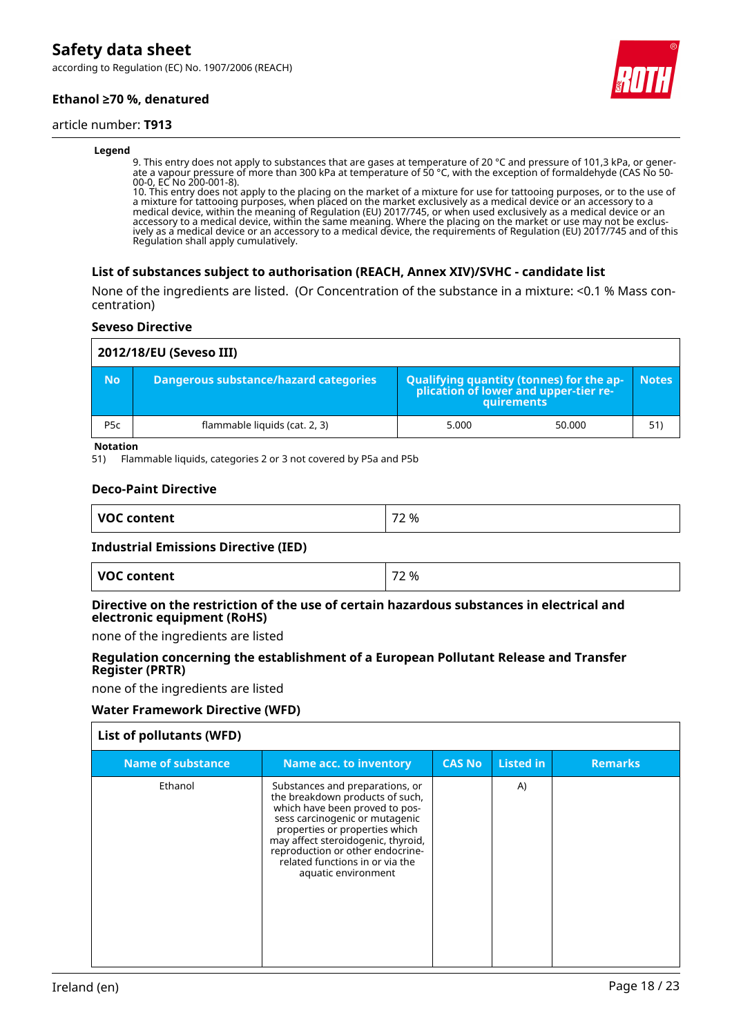**Legend**

9. This entry does not apply to substances that are gases at temperature of 20 °C and pressure of 101,3 kPa, or generate a vapour pressure of more than 300 kPa at temperature of 50 °C, with the exception of formaldehyde (CAS No 50-00-0, EC No 200-001-8).
10. This entry does not apply to the placing on the market of a mixture for use for tattooing purposes, or to the use of a mixture for tattooing purposes, when placed on the market exclusively as a medical device or an accessory to a medical device, within the meaning of Regulation (EU) 2017/745, or when used exclusively as a medical device or an accessory to a medical device, within the same meaning. Where the placing on the market or use may not be exclusively as a medical device or an accessory to a medical device, the requirements of Regulation (EU) 2017/745 and of this Regulation shall apply cumulatively.

### List of substances subject to authorisation (REACH, Annex XIV)/SVHC - candidate list

None of the ingredients are listed. (Or Concentration of the substance in a mixture: <0.1 % Mass concentration)

### Seveso Directive

| 2012/18/EU (Seveso III) | | | | |
|---|---|---|---|---|
| **No** | **Dangerous substance/hazard categories** | **Qualifying quantity (tonnes) for the application of lower and upper-tier requirements** | | **Notes** |
| P5c | flammable liquids (cat. 2, 3) | 5.000 | 50.000 | 51) |

**Notation**

51) Flammable liquids, categories 2 or 3 not covered by P5a and P5b

### Deco-Paint Directive

| VOC content | 72 % |
|---|---|

### Industrial Emissions Directive (IED)

| VOC content | 72 % |
|---|---|

### Directive on the restriction of the use of certain hazardous substances in electrical and electronic equipment (RoHS)

none of the ingredients are listed

### Regulation concerning the establishment of a European Pollutant Release and Transfer Register (PRTR)

none of the ingredients are listed

### Water Framework Directive (WFD)

| List of pollutants (WFD) | | | | |
|---|---|---|---|---|
| **Name of substance** | **Name acc. to inventory** | **CAS No** | **Listed in** | **Remarks** |
| Ethanol | Substances and preparations, or the breakdown products of such, which have been proved to possess carcinogenic or mutagenic properties or properties which may affect steroidogenic, thyroid, reproduction or other endocrine-related functions in or via the aquatic environment | | A) | |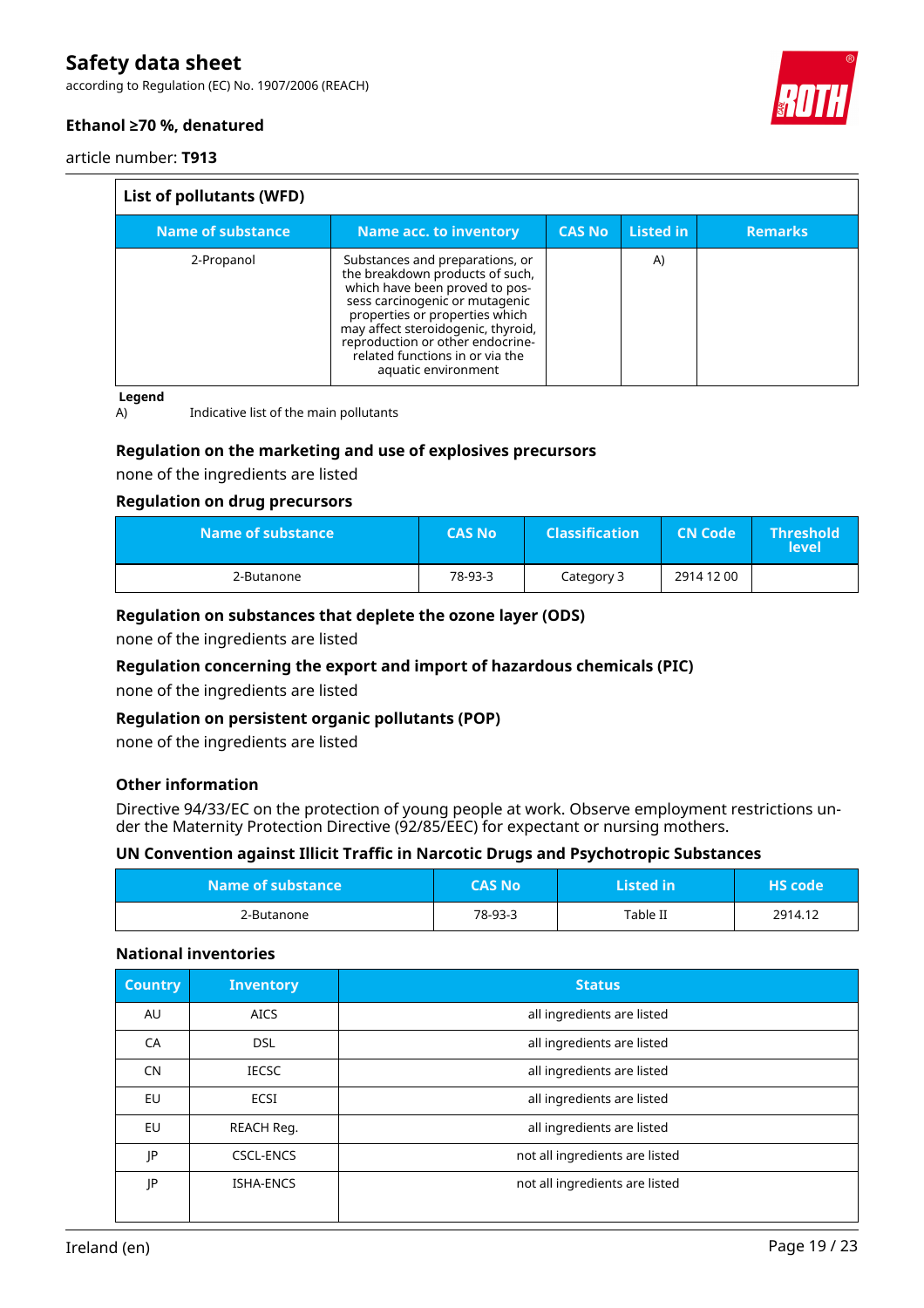| List of pollutants (WFD) | | | | |
|---|---|---|---|---|
| **Name of substance** | **Name acc. to inventory** | **CAS No** | **Listed in** | **Remarks** |
| 2-Propanol | Substances and preparations, or the breakdown products of such, which have been proved to possess carcinogenic or mutagenic properties or properties which may affect steroidogenic, thyroid, reproduction or other endocrine-related functions in or via the aquatic environment | | A) | |

**Legend**

A) Indicative list of the main pollutants

### Regulation on the marketing and use of explosives precursors

none of the ingredients are listed

### Regulation on drug precursors

| Name of substance | CAS No | Classification | CN Code | Threshold level |
|---|---|---|---|---|
| 2-Butanone | 78-93-3 | Category 3 | 2914 12 00 | |

### Regulation on substances that deplete the ozone layer (ODS)

none of the ingredients are listed

### Regulation concerning the export and import of hazardous chemicals (PIC)

none of the ingredients are listed

### Regulation on persistent organic pollutants (POP)

none of the ingredients are listed

### Other information

Directive 94/33/EC on the protection of young people at work. Observe employment restrictions under the Maternity Protection Directive (92/85/EEC) for expectant or nursing mothers.

### UN Convention against Illicit Traffic in Narcotic Drugs and Psychotropic Substances

| Name of substance | CAS No | Listed in | HS code |
|---|---|---|---|
| 2-Butanone | 78-93-3 | Table II | 2914.12 |

### National inventories

| Country | Inventory | Status |
|---|---|---|
| AU | AICS | all ingredients are listed |
| CA | DSL | all ingredients are listed |
| CN | IECSC | all ingredients are listed |
| EU | ECSI | all ingredients are listed |
| EU | REACH Reg. | all ingredients are listed |
| JP | CSCL-ENCS | not all ingredients are listed |
| JP | ISHA-ENCS | not all ingredients are listed |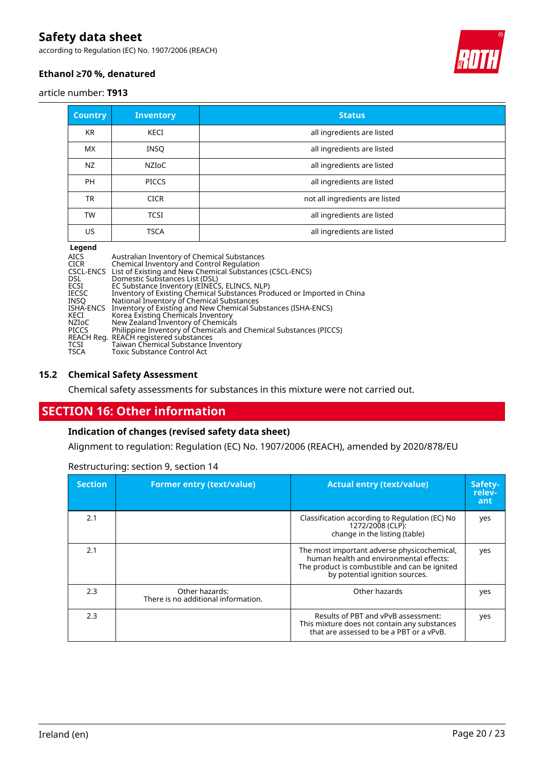| Country | Inventory | Status |
|---|---|---|
| KR | KECI | all ingredients are listed |
| MX | INSQ | all ingredients are listed |
| NZ | NZIoC | all ingredients are listed |
| PH | PICCS | all ingredients are listed |
| TR | CICR | not all ingredients are listed |
| TW | TCSI | all ingredients are listed |
| US | TSCA | all ingredients are listed |

**Legend**

| | |
|---|---|
| AICS | Australian Inventory of Chemical Substances |
| CICR | Chemical Inventory and Control Regulation |
| CSCL-ENCS | List of Existing and New Chemical Substances (CSCL-ENCS) |
| DSL | Domestic Substances List (DSL) |
| ECSI | EC Substance Inventory (EINECS, ELINCS, NLP) |
| IECSC | Inventory of Existing Chemical Substances Produced or Imported in China |
| INSQ | National Inventory of Chemical Substances |
| ISHA-ENCS | Inventory of Existing and New Chemical Substances (ISHA-ENCS) |
| KECI | Korea Existing Chemicals Inventory |
| NZIoC | New Zealand Inventory of Chemicals |
| PICCS | Philippine Inventory of Chemicals and Chemical Substances (PICCS) |
| REACH Reg. | REACH registered substances |
| TCSI | Taiwan Chemical Substance Inventory |
| TSCA | Toxic Substance Control Act |

### 15.2 Chemical Safety Assessment

Chemical safety assessments for substances in this mixture were not carried out.

## SECTION 16: Other information

### Indication of changes (revised safety data sheet)

Alignment to regulation: Regulation (EC) No. 1907/2006 (REACH), amended by 2020/878/EU

Restructuring: section 9, section 14

| Section | Former entry (text/value) | Actual entry (text/value) | Safety-relevant |
|---|---|---|---|
| 2.1 | | Classification according to Regulation (EC) No 1272/2008 (CLP): change in the listing (table) | yes |
| 2.1 | | The most important adverse physicochemical, human health and environmental effects: The product is combustible and can be ignited by potential ignition sources. | yes |
| 2.3 | Other hazards: There is no additional information. | Other hazards | yes |
| 2.3 | | Results of PBT and vPvB assessment: This mixture does not contain any substances that are assessed to be a PBT or a vPvB. | yes |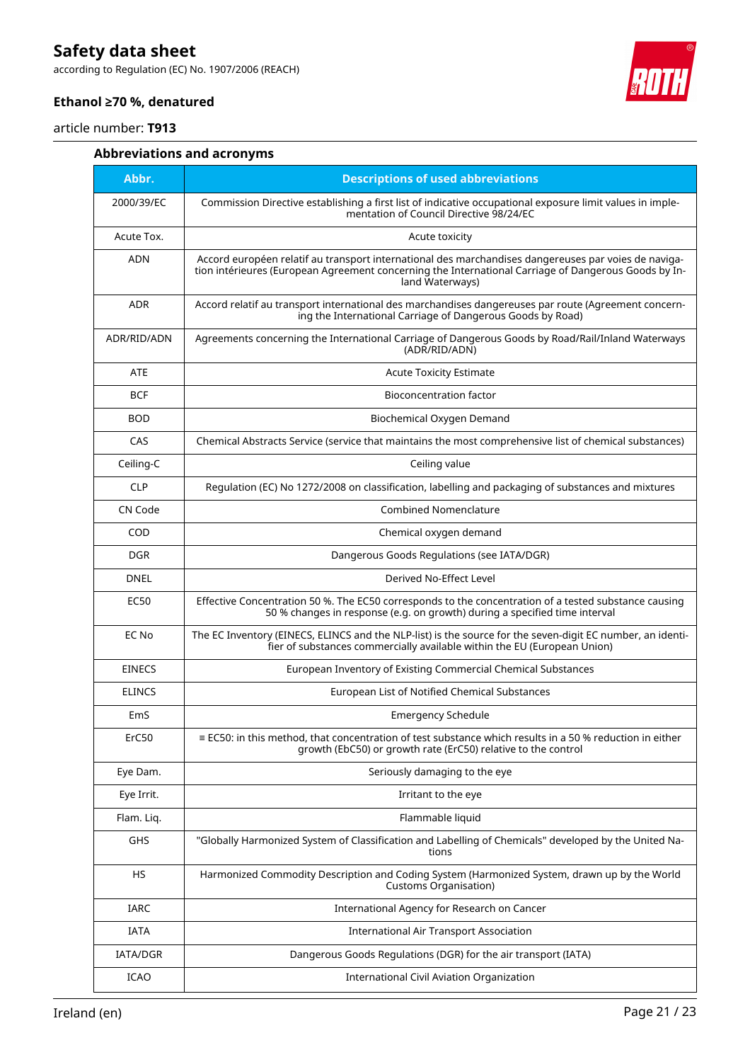### Abbreviations and acronyms

| Abbr. | Descriptions of used abbreviations |
|---|---|
| 2000/39/EC | Commission Directive establishing a first list of indicative occupational exposure limit values in implementation of Council Directive 98/24/EC |
| Acute Tox. | Acute toxicity |
| ADN | Accord européen relatif au transport international des marchandises dangereuses par voies de navigation intérieures (European Agreement concerning the International Carriage of Dangerous Goods by Inland Waterways) |
| ADR | Accord relatif au transport international des marchandises dangereuses par route (Agreement concerning the International Carriage of Dangerous Goods by Road) |
| ADR/RID/ADN | Agreements concerning the International Carriage of Dangerous Goods by Road/Rail/Inland Waterways (ADR/RID/ADN) |
| ATE | Acute Toxicity Estimate |
| BCF | Bioconcentration factor |
| BOD | Biochemical Oxygen Demand |
| CAS | Chemical Abstracts Service (service that maintains the most comprehensive list of chemical substances) |
| Ceiling-C | Ceiling value |
| CLP | Regulation (EC) No 1272/2008 on classification, labelling and packaging of substances and mixtures |
| CN Code | Combined Nomenclature |
| COD | Chemical oxygen demand |
| DGR | Dangerous Goods Regulations (see IATA/DGR) |
| DNEL | Derived No-Effect Level |
| EC50 | Effective Concentration 50 %. The EC50 corresponds to the concentration of a tested substance causing 50 % changes in response (e.g. on growth) during a specified time interval |
| EC No | The EC Inventory (EINECS, ELINCS and the NLP-list) is the source for the seven-digit EC number, an identifier of substances commercially available within the EU (European Union) |
| EINECS | European Inventory of Existing Commercial Chemical Substances |
| ELINCS | European List of Notified Chemical Substances |
| EmS | Emergency Schedule |
| ErC50 | ≡ EC50: in this method, that concentration of test substance which results in a 50 % reduction in either growth (EbC50) or growth rate (ErC50) relative to the control |
| Eye Dam. | Seriously damaging to the eye |
| Eye Irrit. | Irritant to the eye |
| Flam. Liq. | Flammable liquid |
| GHS | "Globally Harmonized System of Classification and Labelling of Chemicals" developed by the United Nations |
| HS | Harmonized Commodity Description and Coding System (Harmonized System, drawn up by the World Customs Organisation) |
| IARC | International Agency for Research on Cancer |
| IATA | International Air Transport Association |
| IATA/DGR | Dangerous Goods Regulations (DGR) for the air transport (IATA) |
| ICAO | International Civil Aviation Organization |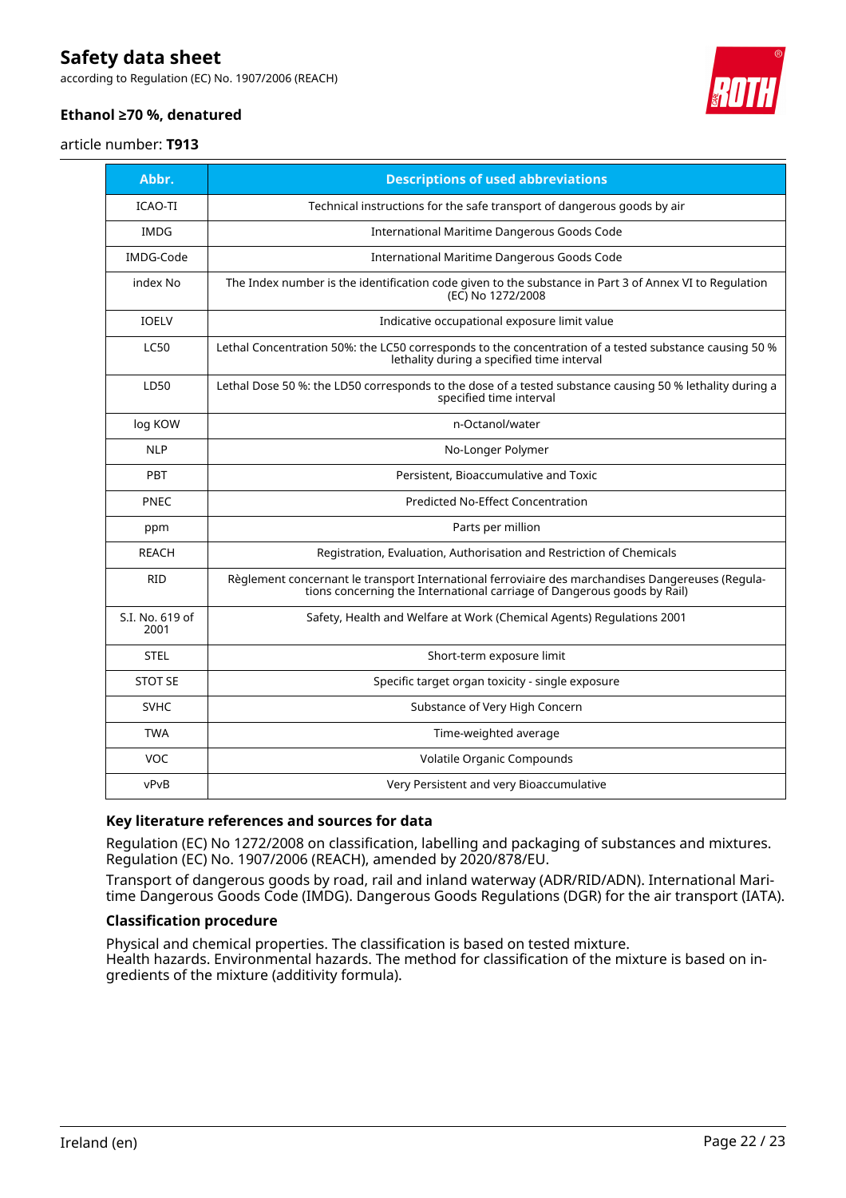| Abbr. | Descriptions of used abbreviations |
| --- | --- |
| ICAO-TI | Technical instructions for the safe transport of dangerous goods by air |
| IMDG | International Maritime Dangerous Goods Code |
| IMDG-Code | International Maritime Dangerous Goods Code |
| index No | The Index number is the identification code given to the substance in Part 3 of Annex VI to Regulation (EC) No 1272/2008 |
| IOELV | Indicative occupational exposure limit value |
| LC50 | Lethal Concentration 50%: the LC50 corresponds to the concentration of a tested substance causing 50 % lethality during a specified time interval |
| LD50 | Lethal Dose 50 %: the LD50 corresponds to the dose of a tested substance causing 50 % lethality during a specified time interval |
| log KOW | n-Octanol/water |
| NLP | No-Longer Polymer |
| PBT | Persistent, Bioaccumulative and Toxic |
| PNEC | Predicted No-Effect Concentration |
| ppm | Parts per million |
| REACH | Registration, Evaluation, Authorisation and Restriction of Chemicals |
| RID | Règlement concernant le transport International ferroviaire des marchandises Dangereuses (Regulations concerning the International carriage of Dangerous goods by Rail) |
| S.I. No. 619 of 2001 | Safety, Health and Welfare at Work (Chemical Agents) Regulations 2001 |
| STEL | Short-term exposure limit |
| STOT SE | Specific target organ toxicity - single exposure |
| SVHC | Substance of Very High Concern |
| TWA | Time-weighted average |
| VOC | Volatile Organic Compounds |
| vPvB | Very Persistent and very Bioaccumulative |

### Key literature references and sources for data

Regulation (EC) No 1272/2008 on classification, labelling and packaging of substances and mixtures. Regulation (EC) No. 1907/2006 (REACH), amended by 2020/878/EU.

Transport of dangerous goods by road, rail and inland waterway (ADR/RID/ADN). International Maritime Dangerous Goods Code (IMDG). Dangerous Goods Regulations (DGR) for the air transport (IATA).

### Classification procedure

Physical and chemical properties. The classification is based on tested mixture.
Health hazards. Environmental hazards. The method for classification of the mixture is based on ingredients of the mixture (additivity formula).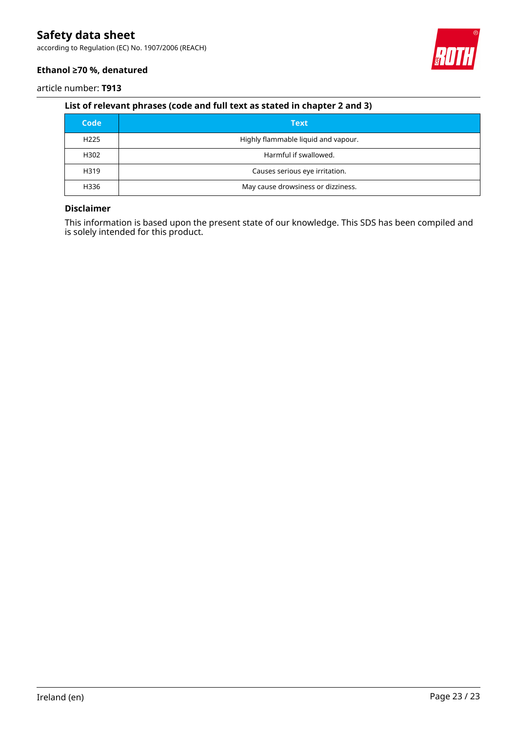### List of relevant phrases (code and full text as stated in chapter 2 and 3)

| Code | Text |
|---|---|
| H225 | Highly flammable liquid and vapour. |
| H302 | Harmful if swallowed. |
| H319 | Causes serious eye irritation. |
| H336 | May cause drowsiness or dizziness. |

### Disclaimer

This information is based upon the present state of our knowledge. This SDS has been compiled and is solely intended for this product.